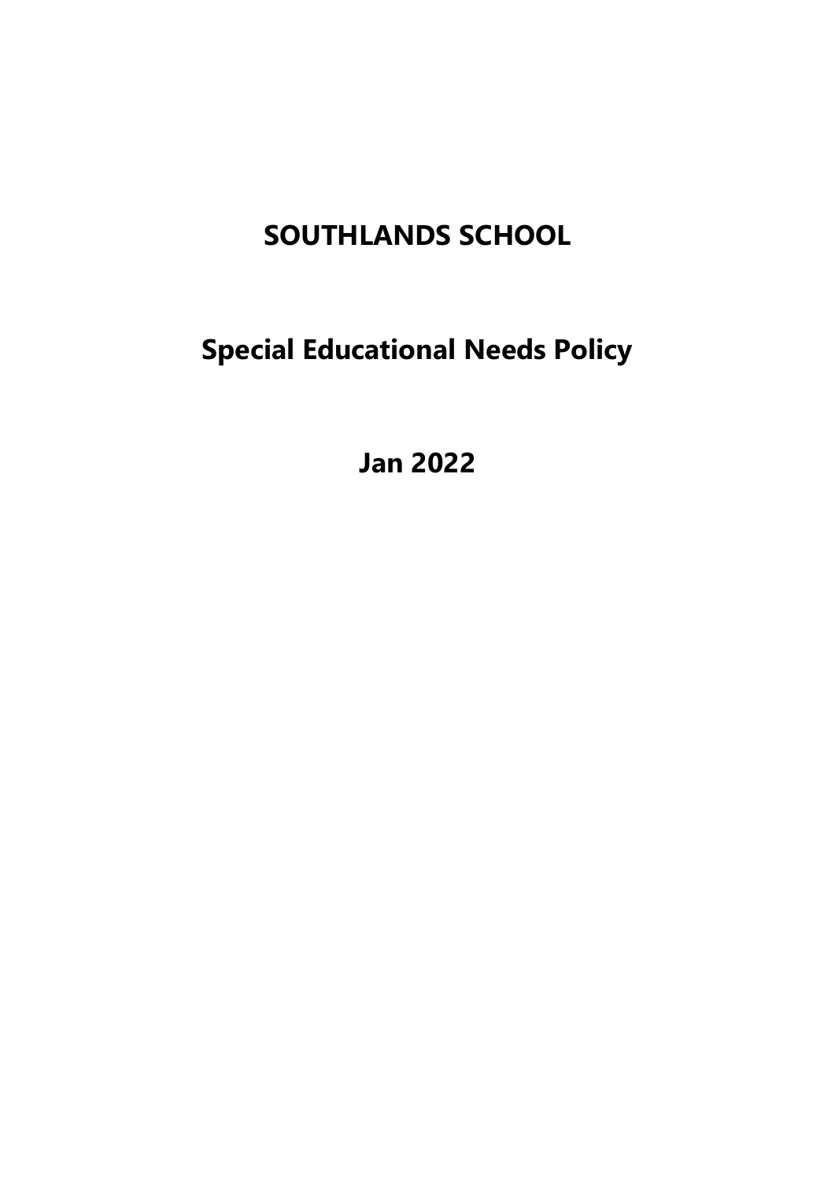# SOUTHLANDS SCHOOL

## Special Educational Needs Policy

## Jan 2022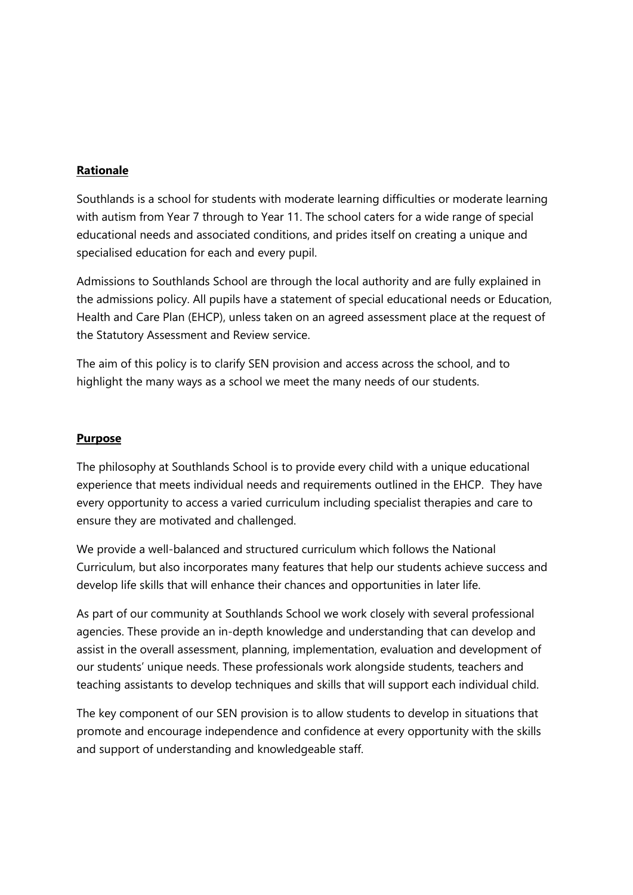## Rationale

Southlands is a school for students with moderate learning difficulties or moderate learning with autism from Year 7 through to Year 11. The school caters for a wide range of special educational needs and associated conditions, and prides itself on creating a unique and specialised education for each and every pupil.

Admissions to Southlands School are through the local authority and are fully explained in the admissions policy. All pupils have a statement of special educational needs or Education, Health and Care Plan (EHCP), unless taken on an agreed assessment place at the request of the Statutory Assessment and Review service.

The aim of this policy is to clarify SEN provision and access across the school, and to highlight the many ways as a school we meet the many needs of our students.

## Purpose

The philosophy at Southlands School is to provide every child with a unique educational experience that meets individual needs and requirements outlined in the EHCP. They have every opportunity to access a varied curriculum including specialist therapies and care to ensure they are motivated and challenged.

We provide a well-balanced and structured curriculum which follows the National Curriculum, but also incorporates many features that help our students achieve success and develop life skills that will enhance their chances and opportunities in later life.

As part of our community at Southlands School we work closely with several professional agencies. These provide an in-depth knowledge and understanding that can develop and assist in the overall assessment, planning, implementation, evaluation and development of our students' unique needs. These professionals work alongside students, teachers and teaching assistants to develop techniques and skills that will support each individual child.

The key component of our SEN provision is to allow students to develop in situations that promote and encourage independence and confidence at every opportunity with the skills and support of understanding and knowledgeable staff.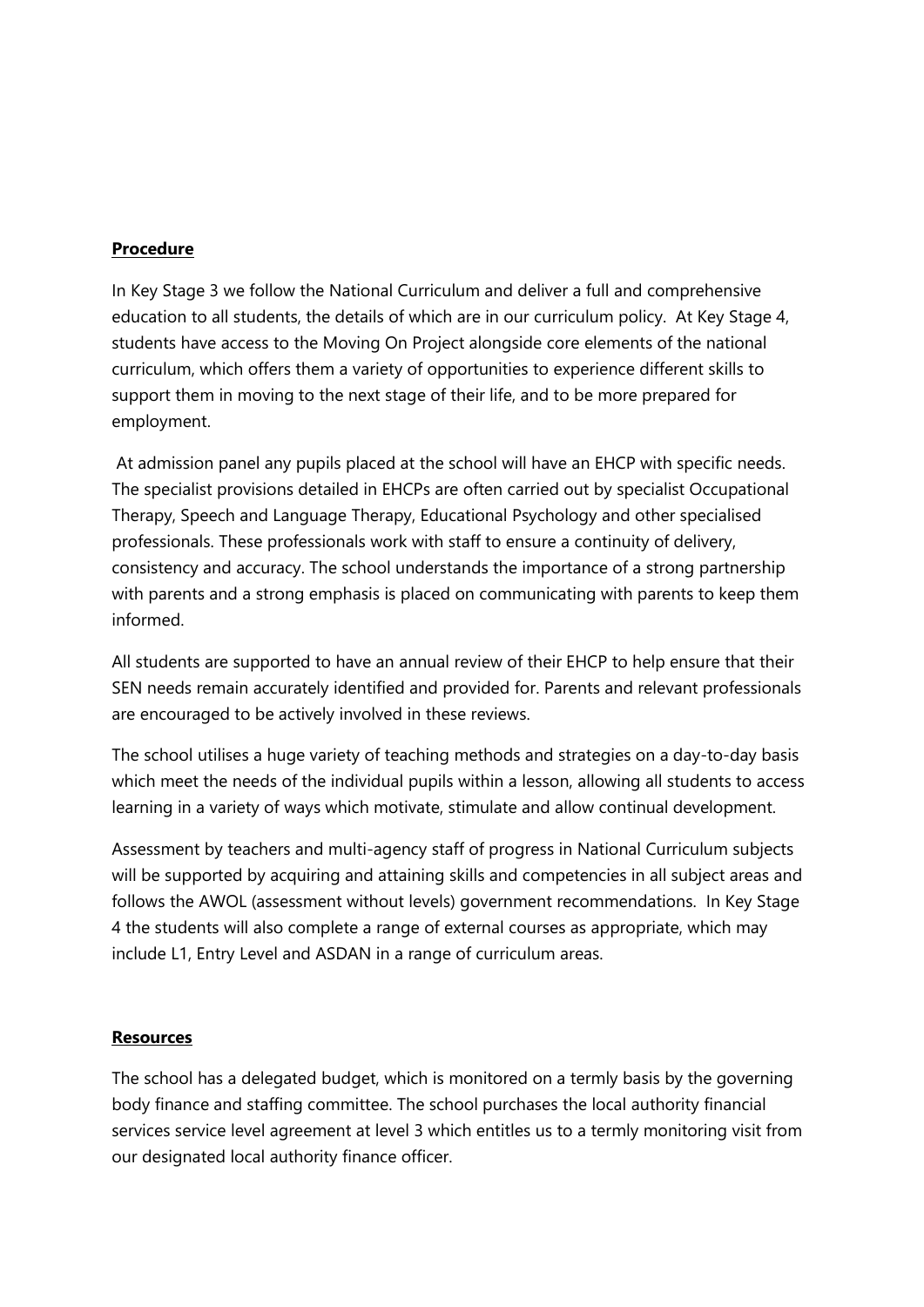## Procedure

In Key Stage 3 we follow the National Curriculum and deliver a full and comprehensive education to all students, the details of which are in our curriculum policy. At Key Stage 4, students have access to the Moving On Project alongside core elements of the national curriculum, which offers them a variety of opportunities to experience different skills to support them in moving to the next stage of their life, and to be more prepared for employment.

At admission panel any pupils placed at the school will have an EHCP with specific needs. The specialist provisions detailed in EHCPs are often carried out by specialist Occupational Therapy, Speech and Language Therapy, Educational Psychology and other specialised professionals. These professionals work with staff to ensure a continuity of delivery, consistency and accuracy. The school understands the importance of a strong partnership with parents and a strong emphasis is placed on communicating with parents to keep them informed.

All students are supported to have an annual review of their EHCP to help ensure that their SEN needs remain accurately identified and provided for. Parents and relevant professionals are encouraged to be actively involved in these reviews.

The school utilises a huge variety of teaching methods and strategies on a day-to-day basis which meet the needs of the individual pupils within a lesson, allowing all students to access learning in a variety of ways which motivate, stimulate and allow continual development.

Assessment by teachers and multi-agency staff of progress in National Curriculum subjects will be supported by acquiring and attaining skills and competencies in all subject areas and follows the AWOL (assessment without levels) government recommendations. In Key Stage 4 the students will also complete a range of external courses as appropriate, which may include L1, Entry Level and ASDAN in a range of curriculum areas.

## Resources

The school has a delegated budget, which is monitored on a termly basis by the governing body finance and staffing committee. The school purchases the local authority financial services service level agreement at level 3 which entitles us to a termly monitoring visit from our designated local authority finance officer.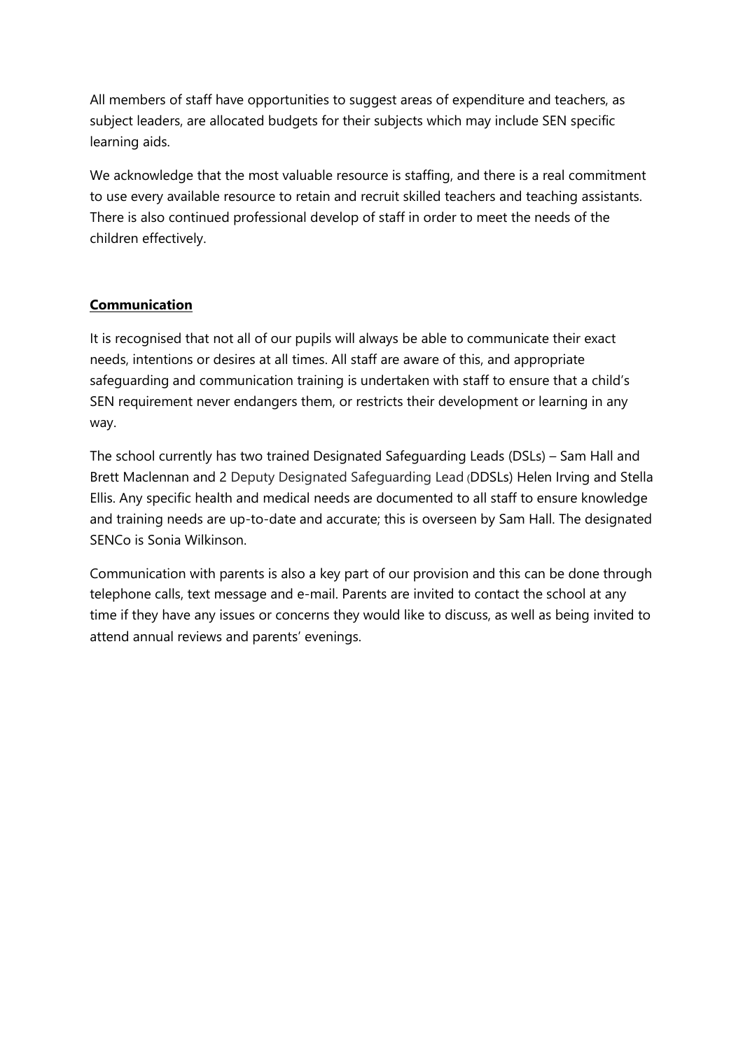All members of staff have opportunities to suggest areas of expenditure and teachers, as subject leaders, are allocated budgets for their subjects which may include SEN specific learning aids.

We acknowledge that the most valuable resource is staffing, and there is a real commitment to use every available resource to retain and recruit skilled teachers and teaching assistants. There is also continued professional develop of staff in order to meet the needs of the children effectively.

**Communication**

It is recognised that not all of our pupils will always be able to communicate their exact needs, intentions or desires at all times. All staff are aware of this, and appropriate safeguarding and communication training is undertaken with staff to ensure that a child's SEN requirement never endangers them, or restricts their development or learning in any way.

The school currently has two trained Designated Safeguarding Leads (DSLs) – Sam Hall and Brett Maclennan and 2 Deputy Designated Safeguarding Lead (DDSLs) Helen Irving and Stella Ellis. Any specific health and medical needs are documented to all staff to ensure knowledge and training needs are up-to-date and accurate; this is overseen by Sam Hall. The designated SENCo is Sonia Wilkinson.

Communication with parents is also a key part of our provision and this can be done through telephone calls, text message and e-mail. Parents are invited to contact the school at any time if they have any issues or concerns they would like to discuss, as well as being invited to attend annual reviews and parents' evenings.